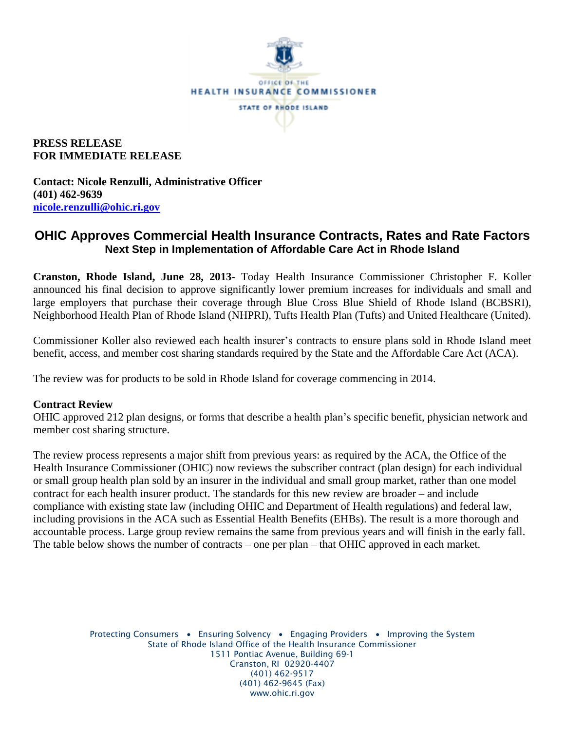OFFICE OF THE
HEALTH INSURANCE COMMISSIONER
STATE OF RHODE ISLAND

**PRESS RELEASE**
**FOR IMMEDIATE RELEASE**

**Contact: Nicole Renzulli, Administrative Officer**
**(401) 462-9639**
**nicole.renzulli@ohic.ri.gov**

# OHIC Approves Commercial Health Insurance Contracts, Rates and Rate Factors

## Next Step in Implementation of Affordable Care Act in Rhode Island

**Cranston, Rhode Island, June 28, 2013-** Today Health Insurance Commissioner Christopher F. Koller announced his final decision to approve significantly lower premium increases for individuals and small and large employers that purchase their coverage through Blue Cross Blue Shield of Rhode Island (BCBSRI), Neighborhood Health Plan of Rhode Island (NHPRI), Tufts Health Plan (Tufts) and United Healthcare (United).

Commissioner Koller also reviewed each health insurer's contracts to ensure plans sold in Rhode Island meet benefit, access, and member cost sharing standards required by the State and the Affordable Care Act (ACA).

The review was for products to be sold in Rhode Island for coverage commencing in 2014.

**Contract Review**

OHIC approved 212 plan designs, or forms that describe a health plan's specific benefit, physician network and member cost sharing structure.

The review process represents a major shift from previous years: as required by the ACA, the Office of the Health Insurance Commissioner (OHIC) now reviews the subscriber contract (plan design) for each individual or small group health plan sold by an insurer in the individual and small group market, rather than one model contract for each health insurer product. The standards for this new review are broader – and include compliance with existing state law (including OHIC and Department of Health regulations) and federal law, including provisions in the ACA such as Essential Health Benefits (EHBs). The result is a more thorough and accountable process. Large group review remains the same from previous years and will finish in the early fall. The table below shows the number of contracts – one per plan – that OHIC approved in each market.

Protecting Consumers • Ensuring Solvency • Engaging Providers • Improving the System
State of Rhode Island Office of the Health Insurance Commissioner
1511 Pontiac Avenue, Building 69-1
Cranston, RI 02920-4407
(401) 462-9517
(401) 462-9645 (Fax)
www.ohic.ri.gov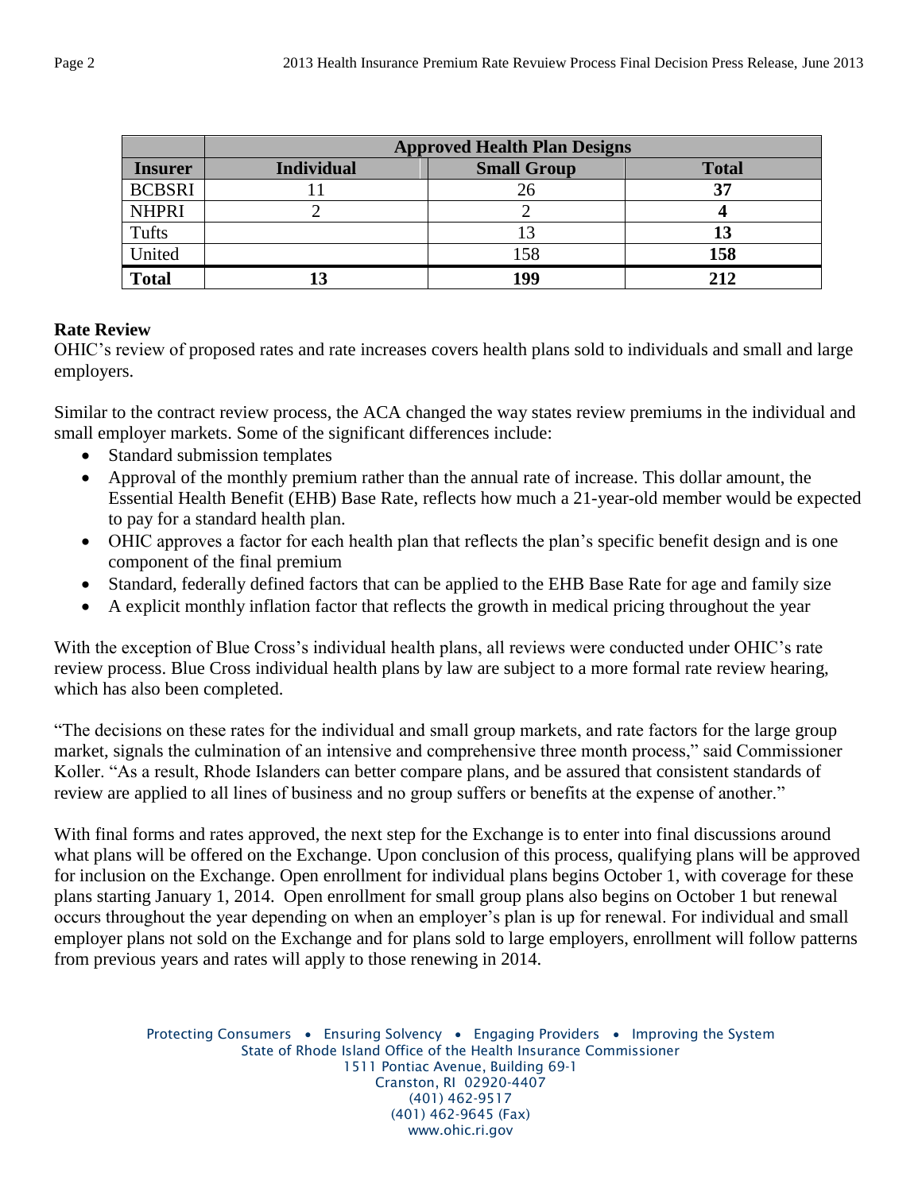| | Approved Health Plan Designs | | |
|---|---|---|---|
| **Insurer** | **Individual** | **Small Group** | **Total** |
| BCBSRI | 11 | 26 | **37** |
| NHPRI | 2 | 2 | **4** |
| Tufts | | 13 | **13** |
| United | | 158 | **158** |
| **Total** | **13** | **199** | **212** |

**Rate Review**

OHIC's review of proposed rates and rate increases covers health plans sold to individuals and small and large employers.

Similar to the contract review process, the ACA changed the way states review premiums in the individual and small employer markets. Some of the significant differences include:

- Standard submission templates
- Approval of the monthly premium rather than the annual rate of increase. This dollar amount, the Essential Health Benefit (EHB) Base Rate, reflects how much a 21-year-old member would be expected to pay for a standard health plan.
- OHIC approves a factor for each health plan that reflects the plan's specific benefit design and is one component of the final premium
- Standard, federally defined factors that can be applied to the EHB Base Rate for age and family size
- A explicit monthly inflation factor that reflects the growth in medical pricing throughout the year

With the exception of Blue Cross's individual health plans, all reviews were conducted under OHIC's rate review process. Blue Cross individual health plans by law are subject to a more formal rate review hearing, which has also been completed.

"The decisions on these rates for the individual and small group markets, and rate factors for the large group market, signals the culmination of an intensive and comprehensive three month process," said Commissioner Koller. "As a result, Rhode Islanders can better compare plans, and be assured that consistent standards of review are applied to all lines of business and no group suffers or benefits at the expense of another."

With final forms and rates approved, the next step for the Exchange is to enter into final discussions around what plans will be offered on the Exchange. Upon conclusion of this process, qualifying plans will be approved for inclusion on the Exchange. Open enrollment for individual plans begins October 1, with coverage for these plans starting January 1, 2014. Open enrollment for small group plans also begins on October 1 but renewal occurs throughout the year depending on when an employer's plan is up for renewal. For individual and small employer plans not sold on the Exchange and for plans sold to large employers, enrollment will follow patterns from previous years and rates will apply to those renewing in 2014.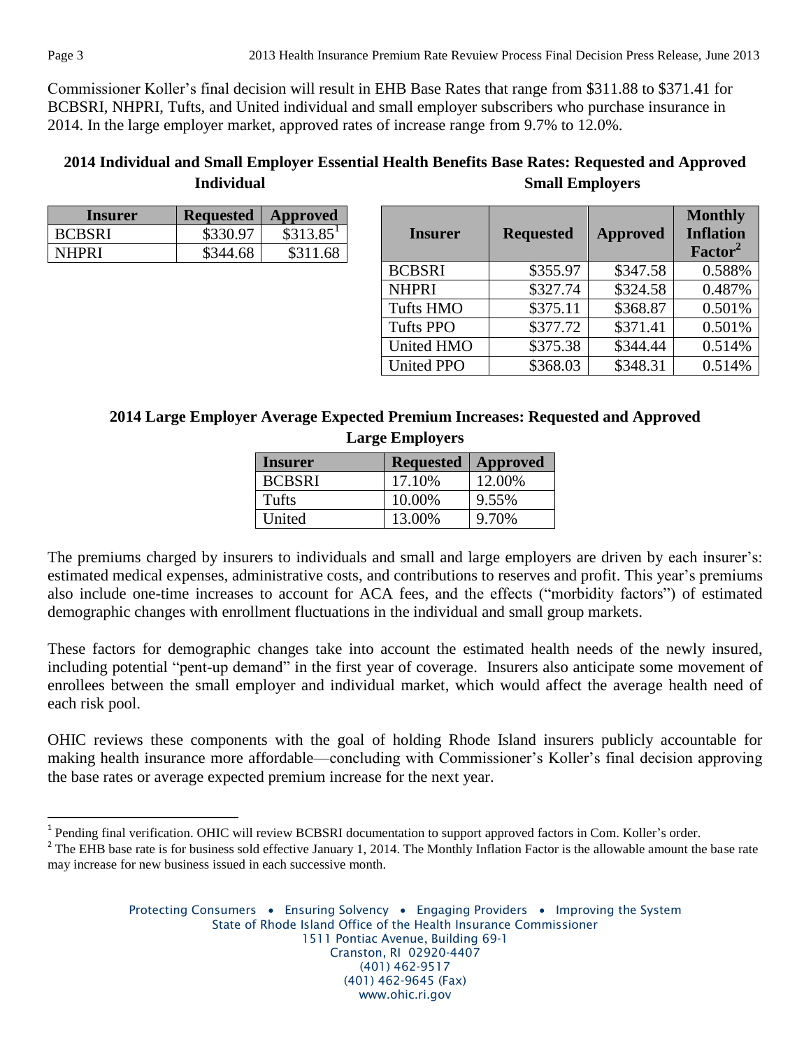Commissioner Koller's final decision will result in EHB Base Rates that range from $311.88 to $371.41 for BCBSRI, NHPRI, Tufts, and United individual and small employer subscribers who purchase insurance in 2014. In the large employer market, approved rates of increase range from 9.7% to 12.0%.

### 2014 Individual and Small Employer Essential Health Benefits Base Rates: Requested and Approved

**Individual**

| Insurer | Requested | Approved |
|---|---|---|
| BCBSRI | $330.97 | $313.85[1] |
| NHPRI | $344.68 | $311.68 |

**Small Employers**

| Insurer | Requested | Approved | Monthly Inflation Factor[2] |
|---|---|---|---|
| BCBSRI | $355.97 | $347.58 | 0.588% |
| NHPRI | $327.74 | $324.58 | 0.487% |
| Tufts HMO | $375.11 | $368.87 | 0.501% |
| Tufts PPO | $377.72 | $371.41 | 0.501% |
| United HMO | $375.38 | $344.44 | 0.514% |
| United PPO | $368.03 | $348.31 | 0.514% |

### 2014 Large Employer Average Expected Premium Increases: Requested and Approved

**Large Employers**

| Insurer | Requested | Approved |
|---|---|---|
| BCBSRI | 17.10% | 12.00% |
| Tufts | 10.00% | 9.55% |
| United | 13.00% | 9.70% |

The premiums charged by insurers to individuals and small and large employers are driven by each insurer's: estimated medical expenses, administrative costs, and contributions to reserves and profit. This year's premiums also include one-time increases to account for ACA fees, and the effects ("morbidity factors") of estimated demographic changes with enrollment fluctuations in the individual and small group markets.

These factors for demographic changes take into account the estimated health needs of the newly insured, including potential "pent-up demand" in the first year of coverage. Insurers also anticipate some movement of enrollees between the small employer and individual market, which would affect the average health need of each risk pool.

OHIC reviews these components with the goal of holding Rhode Island insurers publicly accountable for making health insurance more affordable—concluding with Commissioner's Koller's final decision approving the base rates or average expected premium increase for the next year.

---

[1] Pending final verification. OHIC will review BCBSRI documentation to support approved factors in Com. Koller's order.

[2] The EHB base rate is for business sold effective January 1, 2014. The Monthly Inflation Factor is the allowable amount the base rate may increase for new business issued in each successive month.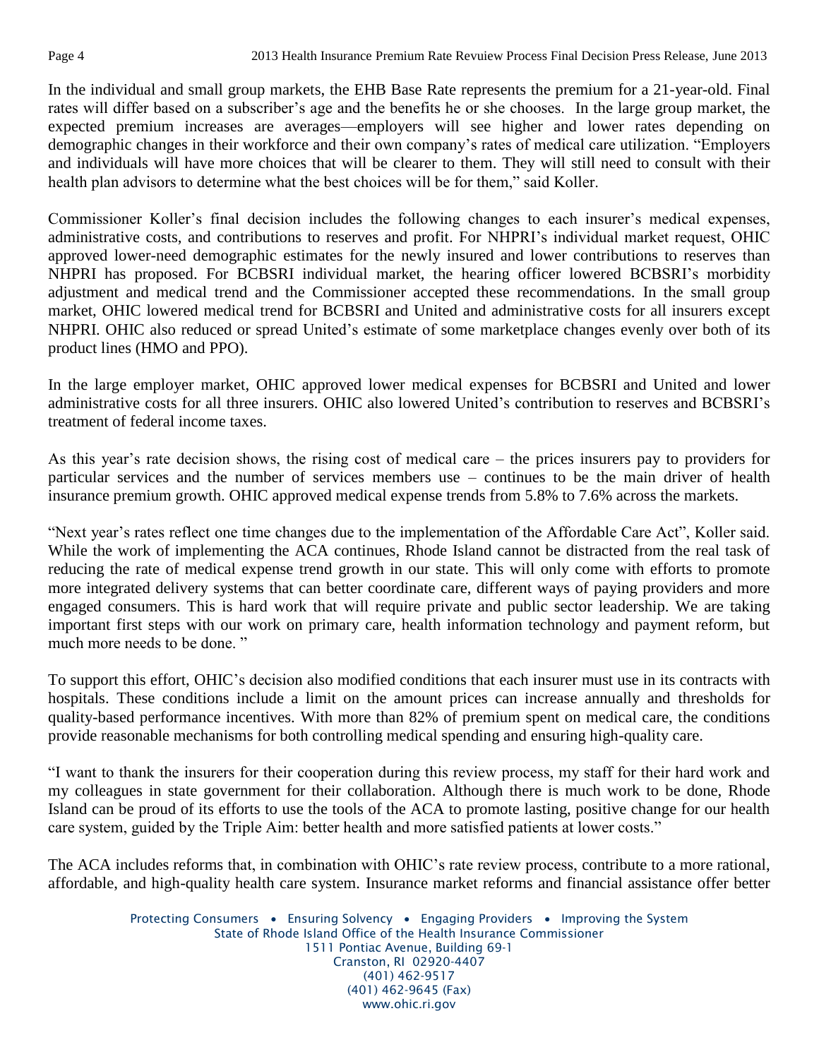In the individual and small group markets, the EHB Base Rate represents the premium for a 21-year-old. Final rates will differ based on a subscriber's age and the benefits he or she chooses. In the large group market, the expected premium increases are averages—employers will see higher and lower rates depending on demographic changes in their workforce and their own company's rates of medical care utilization. "Employers and individuals will have more choices that will be clearer to them. They will still need to consult with their health plan advisors to determine what the best choices will be for them," said Koller.

Commissioner Koller's final decision includes the following changes to each insurer's medical expenses, administrative costs, and contributions to reserves and profit. For NHPRI's individual market request, OHIC approved lower-need demographic estimates for the newly insured and lower contributions to reserves than NHPRI has proposed. For BCBSRI individual market, the hearing officer lowered BCBSRI's morbidity adjustment and medical trend and the Commissioner accepted these recommendations. In the small group market, OHIC lowered medical trend for BCBSRI and United and administrative costs for all insurers except NHPRI. OHIC also reduced or spread United's estimate of some marketplace changes evenly over both of its product lines (HMO and PPO).

In the large employer market, OHIC approved lower medical expenses for BCBSRI and United and lower administrative costs for all three insurers. OHIC also lowered United's contribution to reserves and BCBSRI's treatment of federal income taxes.

As this year's rate decision shows, the rising cost of medical care – the prices insurers pay to providers for particular services and the number of services members use – continues to be the main driver of health insurance premium growth. OHIC approved medical expense trends from 5.8% to 7.6% across the markets.

"Next year's rates reflect one time changes due to the implementation of the Affordable Care Act", Koller said. While the work of implementing the ACA continues, Rhode Island cannot be distracted from the real task of reducing the rate of medical expense trend growth in our state. This will only come with efforts to promote more integrated delivery systems that can better coordinate care, different ways of paying providers and more engaged consumers. This is hard work that will require private and public sector leadership. We are taking important first steps with our work on primary care, health information technology and payment reform, but much more needs to be done. "

To support this effort, OHIC's decision also modified conditions that each insurer must use in its contracts with hospitals. These conditions include a limit on the amount prices can increase annually and thresholds for quality-based performance incentives. With more than 82% of premium spent on medical care, the conditions provide reasonable mechanisms for both controlling medical spending and ensuring high-quality care.

"I want to thank the insurers for their cooperation during this review process, my staff for their hard work and my colleagues in state government for their collaboration. Although there is much work to be done, Rhode Island can be proud of its efforts to use the tools of the ACA to promote lasting, positive change for our health care system, guided by the Triple Aim: better health and more satisfied patients at lower costs."

The ACA includes reforms that, in combination with OHIC's rate review process, contribute to a more rational, affordable, and high-quality health care system. Insurance market reforms and financial assistance offer better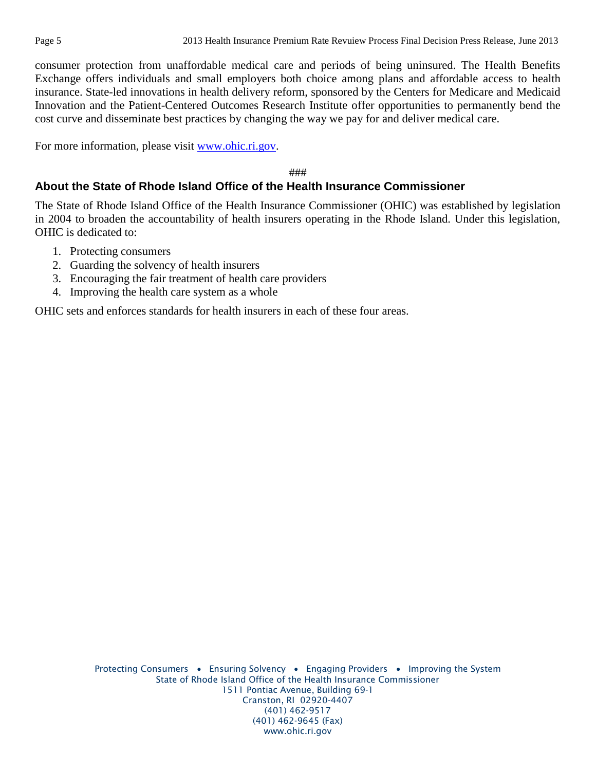consumer protection from unaffordable medical care and periods of being uninsured. The Health Benefits Exchange offers individuals and small employers both choice among plans and affordable access to health insurance. State-led innovations in health delivery reform, sponsored by the Centers for Medicare and Medicaid Innovation and the Patient-Centered Outcomes Research Institute offer opportunities to permanently bend the cost curve and disseminate best practices by changing the way we pay for and deliver medical care.

For more information, please visit [www.ohic.ri.gov](http://www.ohic.ri.gov).

###

## About the State of Rhode Island Office of the Health Insurance Commissioner

The State of Rhode Island Office of the Health Insurance Commissioner (OHIC) was established by legislation in 2004 to broaden the accountability of health insurers operating in the Rhode Island. Under this legislation, OHIC is dedicated to:

1. Protecting consumers
2. Guarding the solvency of health insurers
3. Encouraging the fair treatment of health care providers
4. Improving the health care system as a whole

OHIC sets and enforces standards for health insurers in each of these four areas.